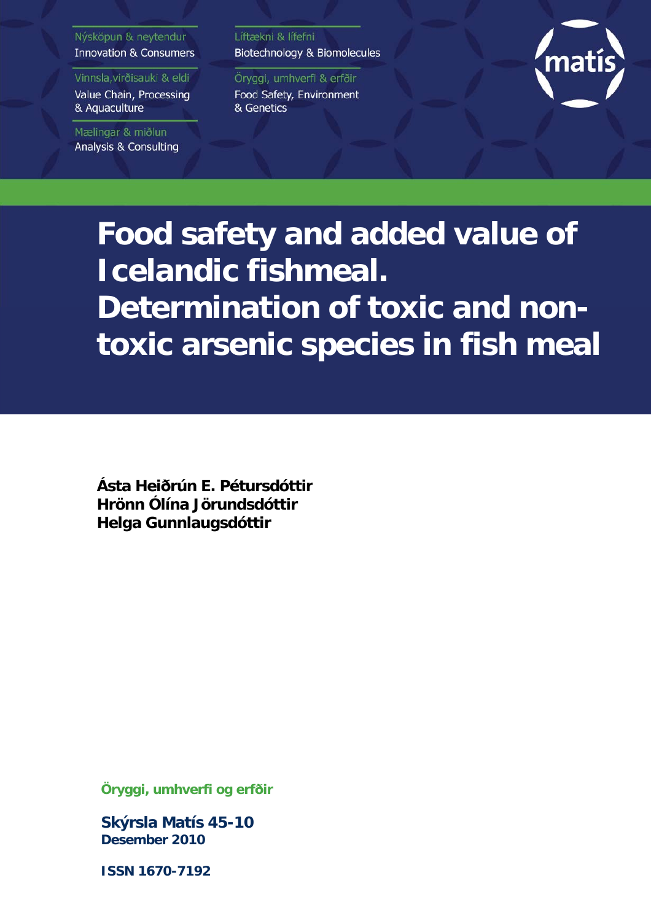Nýsköpun & neytendur
Innovation & Consumers

Vinnsla, virðisauki & eldi
Value Chain, Processing & Aquaculture

Mælingar & miðlun
Analysis & Consulting

Líftækni & lífefni
Biotechnology & Biomolecules

Öryggi, umhverfi & erfðir
Food Safety, Environment & Genetics

matís

# Food safety and added value of Icelandic fishmeal. Determination of toxic and non-toxic arsenic species in fish meal

**Ásta Heiðrún E. Pétursdóttir**
**Hrönn Ólína Jörundsdóttir**
**Helga Gunnlaugsdóttir**

**Öryggi, umhverfi og erfðir**

**Skýrsla Matís 45-10**
**Desember 2010**

**ISSN 1670-7192**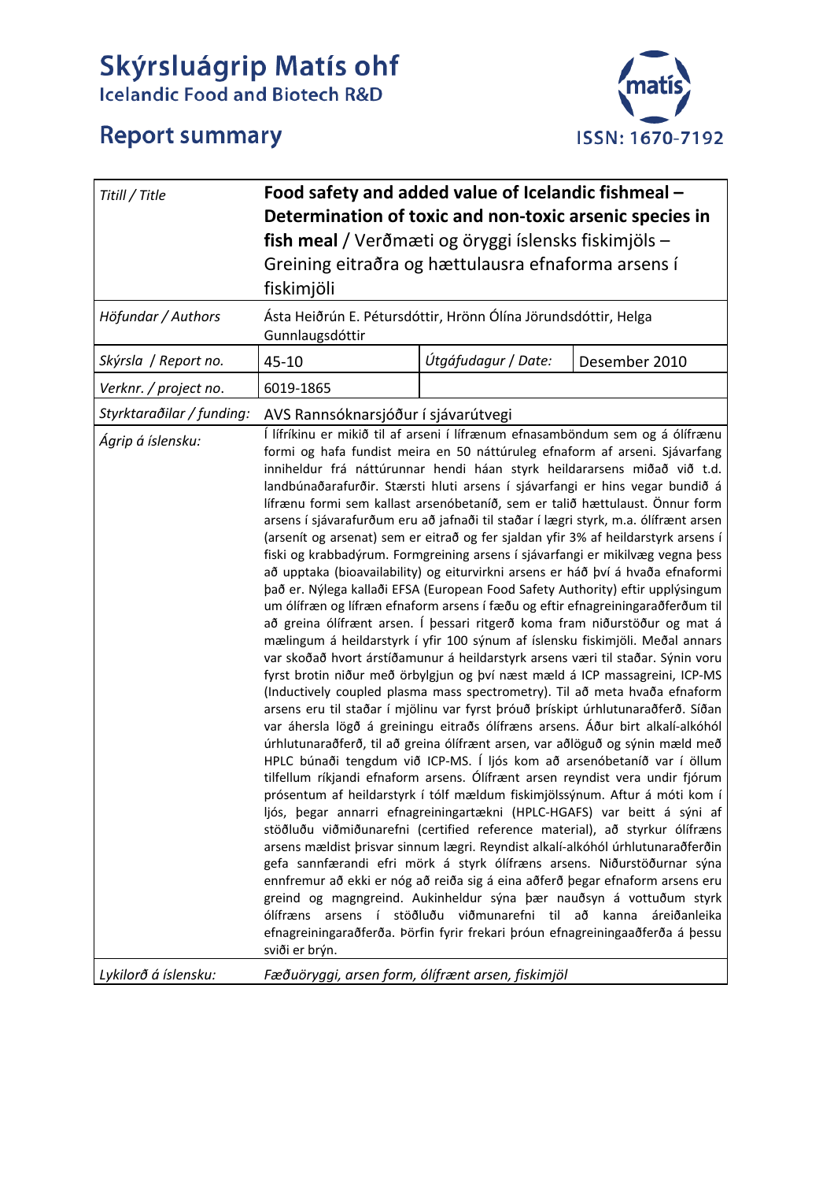# Skýrsluágrip Matís ohf

Icelandic Food and Biotech R&D

## Report summary

ISSN: 1670-7192

| *Titill / Title* | **Food safety and added value of Icelandic fishmeal – Determination of toxic and non-toxic arsenic species in fish meal** / Verðmæti og öryggi íslensks fiskimjöls – Greining eitraðra og hættulausra efnaforma arsens í fiskimjöli | | |
|---|---|---|---|
| *Höfundar / Authors* | Ásta Heiðrún E. Pétursdóttir, Hrönn Ólína Jörundsdóttir, Helga Gunnlaugsdóttir | | |
| *Skýrsla / Report no.* | 45-10 | *Útgáfudagur / Date:* | Desember 2010 |
| *Verknr. / project no.* | 6019-1865 | | |
| *Styrktaraðilar / funding:* | AVS Rannsóknarsjóður í sjávarútvegi | | |
| *Ágrip á íslensku:* | Í lífríkinu er mikið til af arseni í lífrænum efnasamböndum sem og á ólífrænu formi og hafa fundist meira en 50 náttúruleg efnaform af arseni. Sjávarfang inniheldur frá náttúrunnar hendi háan styrk heildararsens miðað við t.d. landbúnaðarafurðir. Stærsti hluti arsens í sjávarfangi er hins vegar bundið á lífrænu formi sem kallast arsenóbetaníð, sem er talið hættulaust. Önnur form arsens í sjávarafurðum eru að jafnaði til staðar í lægri styrk, m.a. ólífrænt arsen (arsenít og arsenat) sem er eitrað og fer sjaldan yfir 3% af heildarstyrk arsens í fiski og krabbadýrum. Formgreining arsens í sjávarfangi er mikilvæg vegna þess að upptaka (bioavailability) og eiturvirkni arsens er háð því á hvaða efnaformi það er. Nýlega kallaði EFSA (European Food Safety Authority) eftir upplýsingum um ólífræn og lífræn efnaform arsens í fæðu og eftir efnagreiningaraðferðum til að greina ólífrænt arsen. Í þessari ritgerð koma fram niðurstöður og mat á mælingum á heildarstyrk í yfir 100 sýnum af íslensku fiskimjöli. Meðal annars var skoðað hvort árstíðamunur á heildarstyrk arsens væri til staðar. Sýnin voru fyrst brotin niður með örbylgjun og því næst mæld á ICP massagreini, ICP-MS (Inductively coupled plasma mass spectrometry). Til að meta hvaða efnaform arsens eru til staðar í mjölinu var fyrst þróuð þrískipt úrhlutunaraðferð. Síðan var áhersla lögð á greiningu eitraðs ólífræns arsens. Áður birt alkalí-alkóhól úrhlutunaraðferð, til að greina ólífrænt arsen, var aðlöguð og sýnin mæld með HPLC búnaði tengdum við ICP-MS. Í ljós kom að arsenóbetaníð var í öllum tilfellum ríkjandi efnaform arsens. Ólífrænt arsen reyndist vera undir fjórum prósentum af heildarstyrk í tólf mældum fiskimjölssýnum. Aftur á móti kom í ljós, þegar annarri efnagreiningartækni (HPLC-HGAFS) var beitt á sýni af stöðluðu viðmiðunarefni (certified reference material), að styrkur ólífræns arsens mældist þrisvar sinnum lægri. Reyndist alkalí-alkóhól úrhlutunaraðferðin gefa sannfærandi efri mörk á styrk ólífræns arsens. Niðurstöðurnar sýna ennfremur að ekki er nóg að reiða sig á eina aðferð þegar efnaform arsens eru greind og magngreind. Aukinheldur sýna þær nauðsyn á vottuðum styrk ólífræns arsens í stöðluðu viðmunarefni til að kanna áreiðanleika efnagreiningaraðferða. Þörfin fyrir frekari þróun efnagreiningaaðferða á þessu sviði er brýn. | | |
| *Lykilorð á íslensku:* | *Fæðuöryggi, arsen form, ólífrænt arsen, fiskimjöl* | | |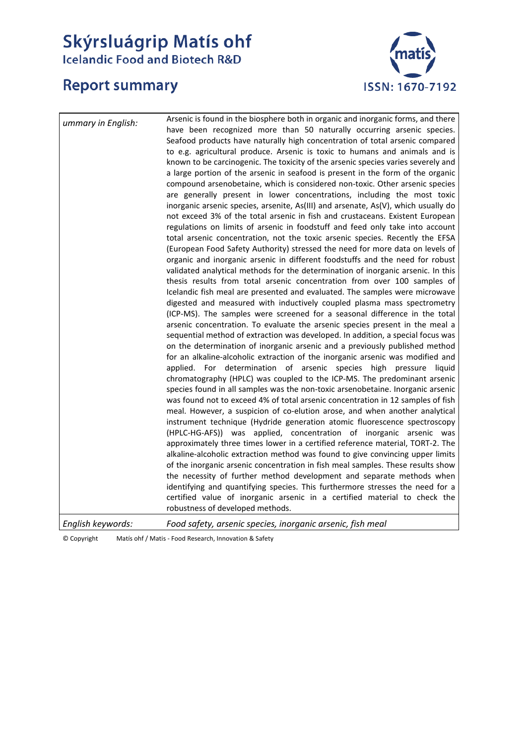# Skýrsluágrip Matís ohf

## Icelandic Food and Biotech R&D

## Report summary

ISSN: 1670-7192

| | |
|---|---|
| *ummary in English:* | Arsenic is found in the biosphere both in organic and inorganic forms, and there have been recognized more than 50 naturally occurring arsenic species. Seafood products have naturally high concentration of total arsenic compared to e.g. agricultural produce. Arsenic is toxic to humans and animals and is known to be carcinogenic. The toxicity of the arsenic species varies severely and a large portion of the arsenic in seafood is present in the form of the organic compound arsenobetaine, which is considered non-toxic. Other arsenic species are generally present in lower concentrations, including the most toxic inorganic arsenic species, arsenite, As(III) and arsenate, As(V), which usually do not exceed 3% of the total arsenic in fish and crustaceans. Existent European regulations on limits of arsenic in foodstuff and feed only take into account total arsenic concentration, not the toxic arsenic species. Recently the EFSA (European Food Safety Authority) stressed the need for more data on levels of organic and inorganic arsenic in different foodstuffs and the need for robust validated analytical methods for the determination of inorganic arsenic. In this thesis results from total arsenic concentration from over 100 samples of Icelandic fish meal are presented and evaluated. The samples were microwave digested and measured with inductively coupled plasma mass spectrometry (ICP-MS). The samples were screened for a seasonal difference in the total arsenic concentration. To evaluate the arsenic species present in the meal a sequential method of extraction was developed. In addition, a special focus was on the determination of inorganic arsenic and a previously published method for an alkaline-alcoholic extraction of the inorganic arsenic was modified and applied. For determination of arsenic species high pressure liquid chromatography (HPLC) was coupled to the ICP-MS. The predominant arsenic species found in all samples was the non-toxic arsenobetaine. Inorganic arsenic was found not to exceed 4% of total arsenic concentration in 12 samples of fish meal. However, a suspicion of co-elution arose, and when another analytical instrument technique (Hydride generation atomic fluorescence spectroscopy (HPLC-HG-AFS)) was applied, concentration of inorganic arsenic was approximately three times lower in a certified reference material, TORT-2. The alkaline-alcoholic extraction method was found to give convincing upper limits of the inorganic arsenic concentration in fish meal samples. These results show the necessity of further method development and separate methods when identifying and quantifying species. This furthermore stresses the need for a certified value of inorganic arsenic in a certified material to check the robustness of developed methods. |
| *English keywords:* | *Food safety, arsenic species, inorganic arsenic, fish meal* |

© Copyright Matís ohf / Matis - Food Research, Innovation & Safety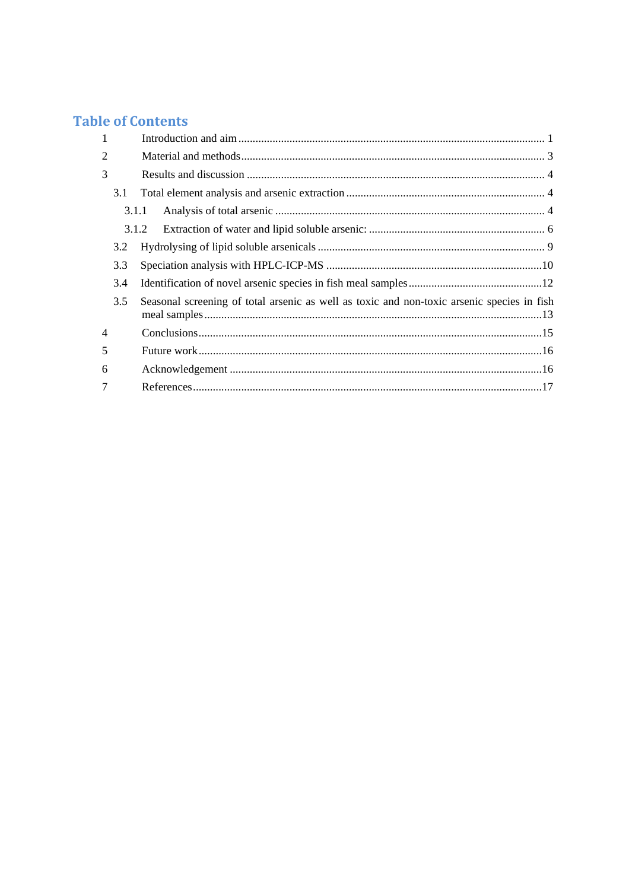# Table of Contents

1 Introduction and aim ........................................................................................................ 1

2 Material and methods ........................................................................................................ 3

3 Results and discussion ........................................................................................................ 4

3.1 Total element analysis and arsenic extraction ........................................................................ 4

3.1.1 Analysis of total arsenic ........................................................................................ 4

3.1.2 Extraction of water and lipid soluble arsenic: ........................................................ 6

3.2 Hydrolysing of lipid soluble arsenicals ........................................................................ 9

3.3 Speciation analysis with HPLC-ICP-MS ........................................................................ 10

3.4 Identification of novel arsenic species in fish meal samples ........................................ 12

3.5 Seasonal screening of total arsenic as well as toxic and non-toxic arsenic species in fish meal samples ........................................................................................................ 13

4 Conclusions ........................................................................................................ 15

5 Future work ........................................................................................................ 16

6 Acknowledgement ........................................................................................................ 16

7 References ........................................................................................................ 17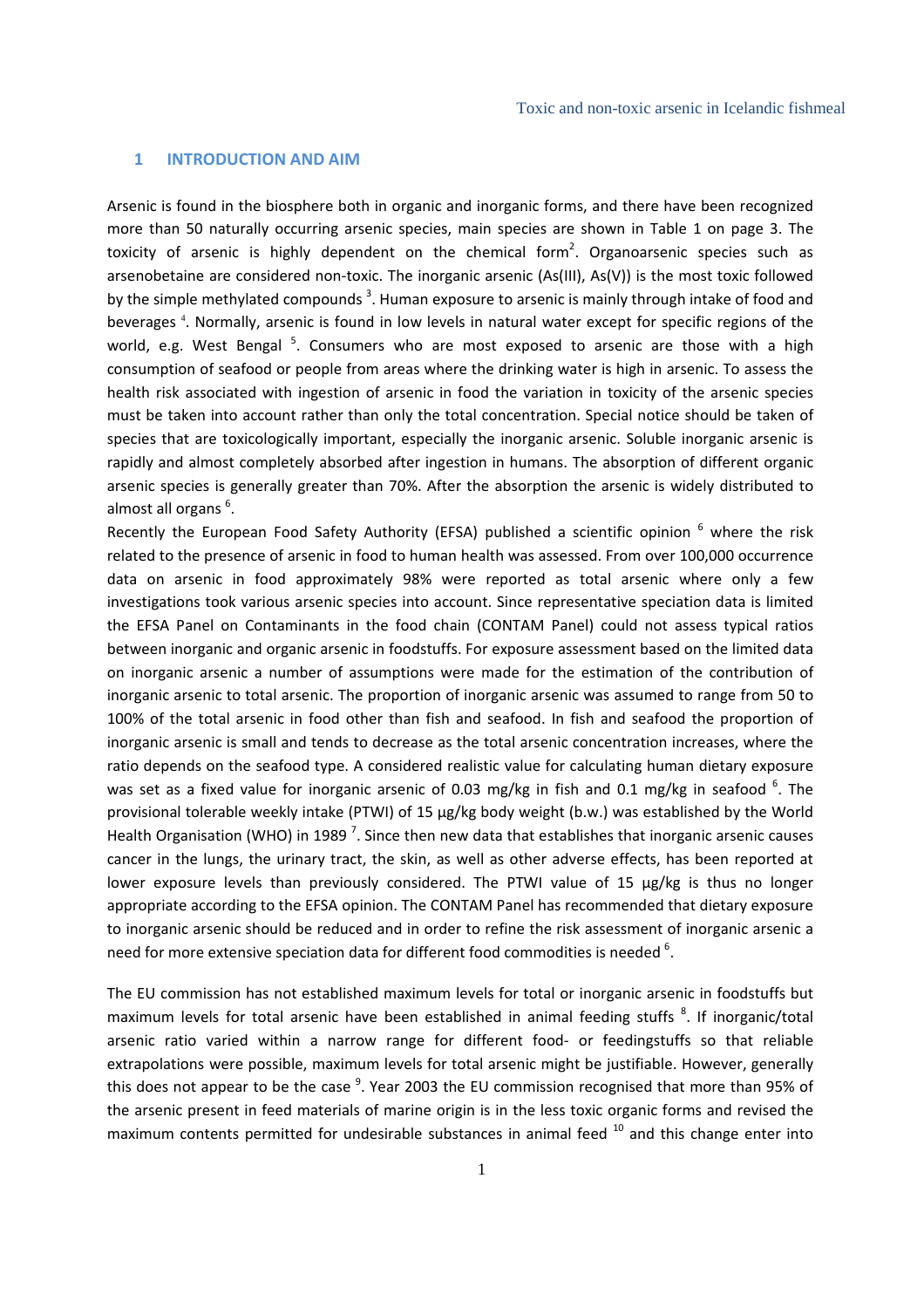## 1 INTRODUCTION AND AIM

Arsenic is found in the biosphere both in organic and inorganic forms, and there have been recognized more than 50 naturally occurring arsenic species, main species are shown in Table 1 on page 3. The toxicity of arsenic is highly dependent on the chemical form[2]. Organoarsenic species such as arsenobetaine are considered non-toxic. The inorganic arsenic (As(III), As(V)) is the most toxic followed by the simple methylated compounds [3]. Human exposure to arsenic is mainly through intake of food and beverages [4]. Normally, arsenic is found in low levels in natural water except for specific regions of the world, e.g. West Bengal [5]. Consumers who are most exposed to arsenic are those with a high consumption of seafood or people from areas where the drinking water is high in arsenic. To assess the health risk associated with ingestion of arsenic in food the variation in toxicity of the arsenic species must be taken into account rather than only the total concentration. Special notice should be taken of species that are toxicologically important, especially the inorganic arsenic. Soluble inorganic arsenic is rapidly and almost completely absorbed after ingestion in humans. The absorption of different organic arsenic species is generally greater than 70%. After the absorption the arsenic is widely distributed to almost all organs [6].

Recently the European Food Safety Authority (EFSA) published a scientific opinion [6] where the risk related to the presence of arsenic in food to human health was assessed. From over 100,000 occurrence data on arsenic in food approximately 98% were reported as total arsenic where only a few investigations took various arsenic species into account. Since representative speciation data is limited the EFSA Panel on Contaminants in the food chain (CONTAM Panel) could not assess typical ratios between inorganic and organic arsenic in foodstuffs. For exposure assessment based on the limited data on inorganic arsenic a number of assumptions were made for the estimation of the contribution of inorganic arsenic to total arsenic. The proportion of inorganic arsenic was assumed to range from 50 to 100% of the total arsenic in food other than fish and seafood. In fish and seafood the proportion of inorganic arsenic is small and tends to decrease as the total arsenic concentration increases, where the ratio depends on the seafood type. A considered realistic value for calculating human dietary exposure was set as a fixed value for inorganic arsenic of 0.03 mg/kg in fish and 0.1 mg/kg in seafood [6]. The provisional tolerable weekly intake (PTWI) of 15 µg/kg body weight (b.w.) was established by the World Health Organisation (WHO) in 1989 [7]. Since then new data that establishes that inorganic arsenic causes cancer in the lungs, the urinary tract, the skin, as well as other adverse effects, has been reported at lower exposure levels than previously considered. The PTWI value of 15 µg/kg is thus no longer appropriate according to the EFSA opinion. The CONTAM Panel has recommended that dietary exposure to inorganic arsenic should be reduced and in order to refine the risk assessment of inorganic arsenic a need for more extensive speciation data for different food commodities is needed [6].

The EU commission has not established maximum levels for total or inorganic arsenic in foodstuffs but maximum levels for total arsenic have been established in animal feeding stuffs [8]. If inorganic/total arsenic ratio varied within a narrow range for different food- or feedingstuffs so that reliable extrapolations were possible, maximum levels for total arsenic might be justifiable. However, generally this does not appear to be the case [9]. Year 2003 the EU commission recognised that more than 95% of the arsenic present in feed materials of marine origin is in the less toxic organic forms and revised the maximum contents permitted for undesirable substances in animal feed [10] and this change enter into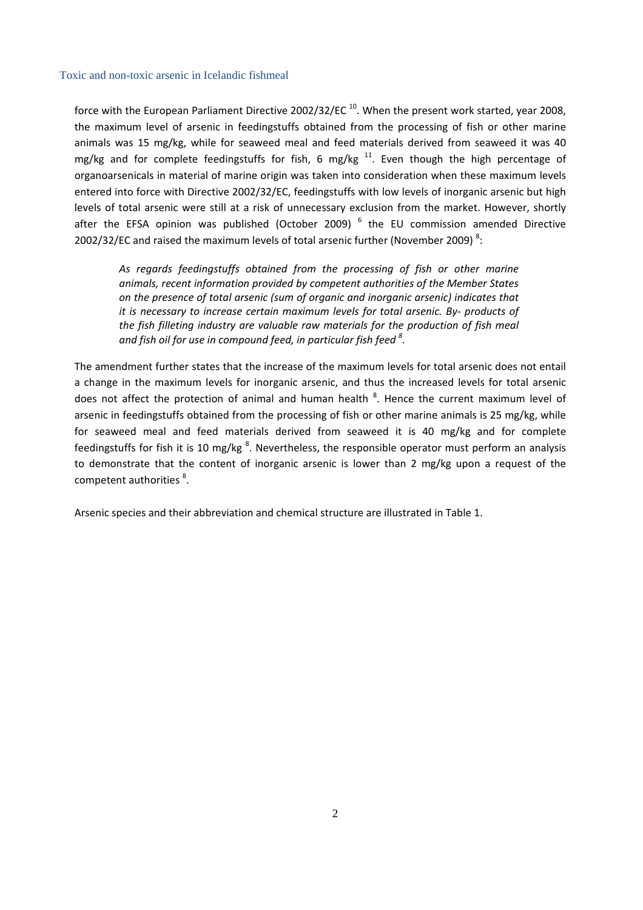force with the European Parliament Directive 2002/32/EC [10]. When the present work started, year 2008, the maximum level of arsenic in feedingstuffs obtained from the processing of fish or other marine animals was 15 mg/kg, while for seaweed meal and feed materials derived from seaweed it was 40 mg/kg and for complete feedingstuffs for fish, 6 mg/kg [11]. Even though the high percentage of organoarsenicals in material of marine origin was taken into consideration when these maximum levels entered into force with Directive 2002/32/EC, feedingstuffs with low levels of inorganic arsenic but high levels of total arsenic were still at a risk of unnecessary exclusion from the market. However, shortly after the EFSA opinion was published (October 2009) [6] the EU commission amended Directive 2002/32/EC and raised the maximum levels of total arsenic further (November 2009) [8]:

> *As regards feedingstuffs obtained from the processing of fish or other marine animals, recent information provided by competent authorities of the Member States on the presence of total arsenic (sum of organic and inorganic arsenic) indicates that it is necessary to increase certain maximum levels for total arsenic. By- products of the fish filleting industry are valuable raw materials for the production of fish meal and fish oil for use in compound feed, in particular fish feed [8].*

The amendment further states that the increase of the maximum levels for total arsenic does not entail a change in the maximum levels for inorganic arsenic, and thus the increased levels for total arsenic does not affect the protection of animal and human health [8]. Hence the current maximum level of arsenic in feedingstuffs obtained from the processing of fish or other marine animals is 25 mg/kg, while for seaweed meal and feed materials derived from seaweed it is 40 mg/kg and for complete feedingstuffs for fish it is 10 mg/kg [8]. Nevertheless, the responsible operator must perform an analysis to demonstrate that the content of inorganic arsenic is lower than 2 mg/kg upon a request of the competent authorities [8].

Arsenic species and their abbreviation and chemical structure are illustrated in Table 1.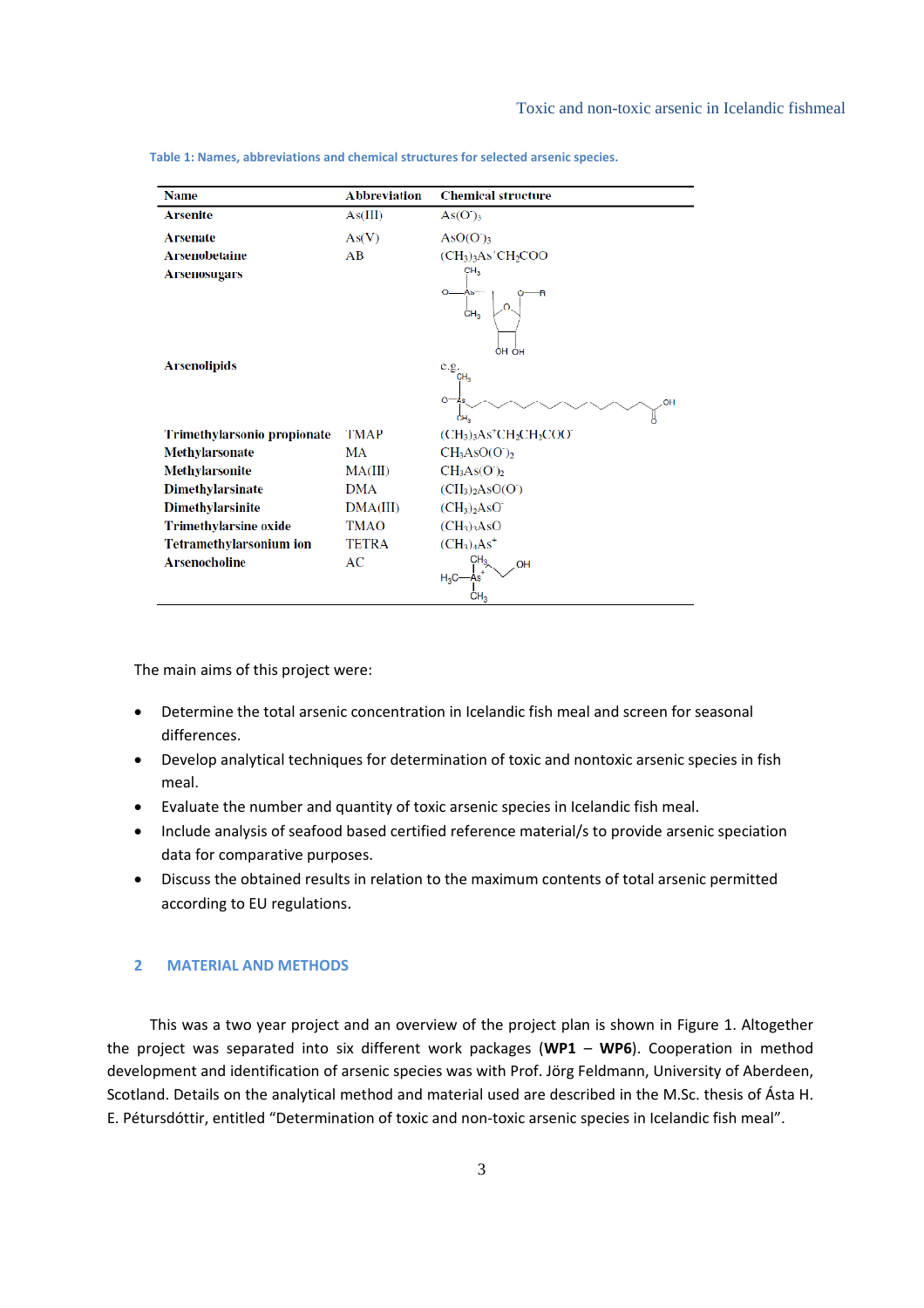Table 1: Names, abbreviations and chemical structures for selected arsenic species.

| Name | Abbreviation | Chemical structure |
|---|---|---|
| **Arsenite** | As(III) | $As(O^-)_3$ |
| **Arsenate** | As(V) | $AsO(O^-)_3$ |
| **Arsenobetaine** | AB | $(CH_3)_3As^+CH_2COO^-$ |
| **Arsenosugars** | | |
| **Arsenolipids** | | e.g. |
| **Trimethylarsonio propionate** | TMAP | $(CH_3)_3As^+CH_2CH_2COO^-$ |
| **Methylarsonate** | MA | $CH_3AsO(O^-)_2$ |
| **Methylarsonite** | MA(III) | $CH_3As(O^-)_2$ |
| **Dimethylarsinate** | DMA | $(CH_3)_2AsO(O^-)$ |
| **Dimethylarsinite** | DMA(III) | $(CH_3)_2AsO^-$ |
| **Trimethylarsine oxide** | TMAO | $(CH_3)_3AsO$ |
| **Tetramethylarsonium ion** | TETRA | $(CH_3)_4As^+$ |
| **Arsenocholine** | AC | |

The main aims of this project were:

- Determine the total arsenic concentration in Icelandic fish meal and screen for seasonal differences.
- Develop analytical techniques for determination of toxic and nontoxic arsenic species in fish meal.
- Evaluate the number and quantity of toxic arsenic species in Icelandic fish meal.
- Include analysis of seafood based certified reference material/s to provide arsenic speciation data for comparative purposes.
- Discuss the obtained results in relation to the maximum contents of total arsenic permitted according to EU regulations.

## 2 MATERIAL AND METHODS

This was a two year project and an overview of the project plan is shown in Figure 1. Altogether the project was separated into six different work packages (**WP1** – **WP6**). Cooperation in method development and identification of arsenic species was with Prof. Jörg Feldmann, University of Aberdeen, Scotland. Details on the analytical method and material used are described in the M.Sc. thesis of Ásta H. E. Pétursdóttir, entitled "Determination of toxic and non-toxic arsenic species in Icelandic fish meal".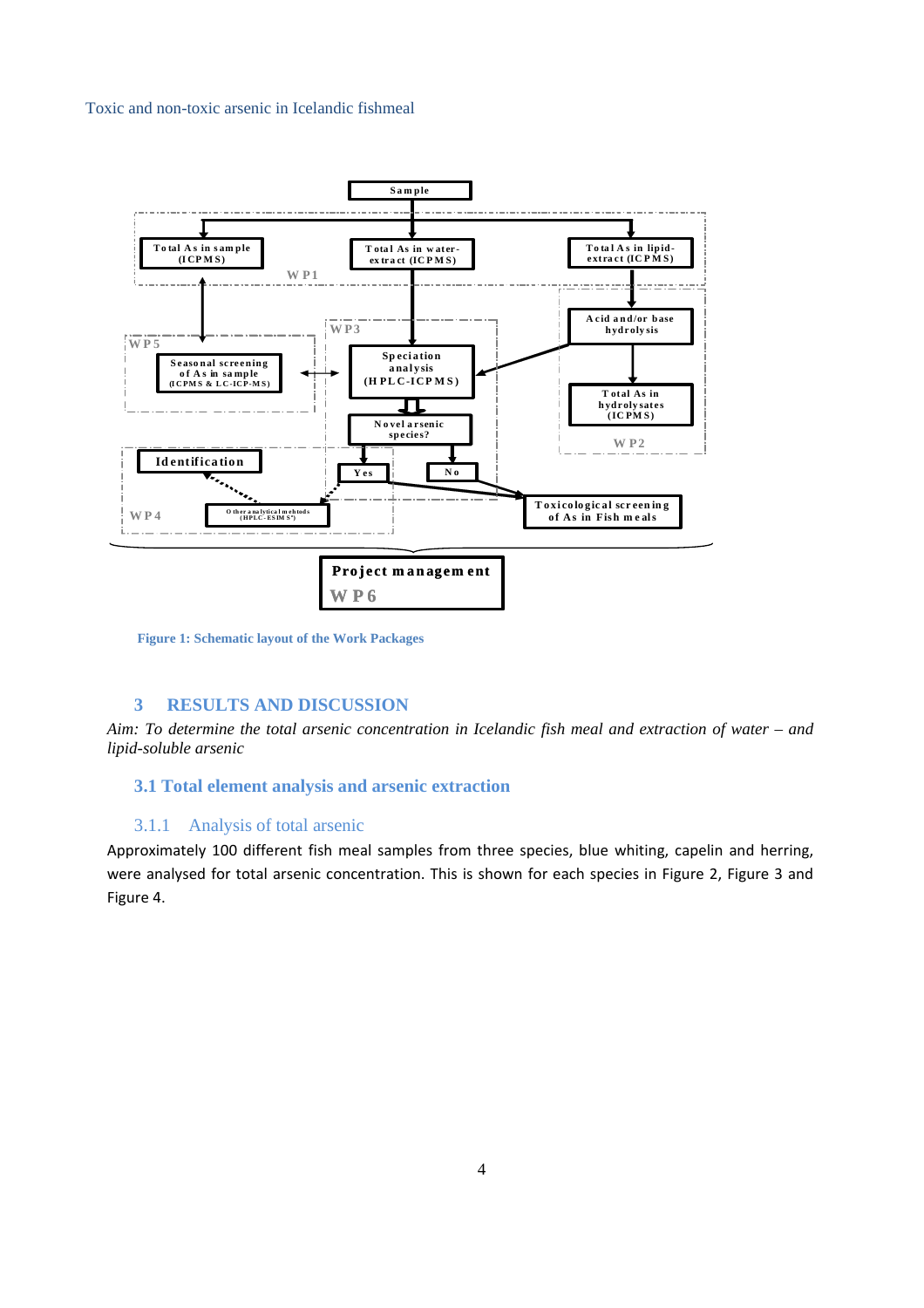Sample

Total As in sample (ICPMS)

Total As in water-extract (ICPMS)

Total As in lipid-extract (ICPMS)

WP1

Acid and/or base hydrolysis

WP5

WP3

Seasonal screening of As in sample (ICPMS & LC-ICP-MS)

Speciation analysis (HPLC-ICPMS)

Total As in hydrolysates (ICPMS)

Novel arsenic species?

WP2

Identification

Yes

No

WP4

Other analytical mehtods (HPLC-ESIMS²)

Toxicological screening of As in Fish meals

Project management

WP6

Figure 1: Schematic layout of the Work Packages

## 3 RESULTS AND DISCUSSION

*Aim: To determine the total arsenic concentration in Icelandic fish meal and extraction of water – and lipid-soluble arsenic*

### 3.1 Total element analysis and arsenic extraction

#### 3.1.1 Analysis of total arsenic

Approximately 100 different fish meal samples from three species, blue whiting, capelin and herring, were analysed for total arsenic concentration. This is shown for each species in Figure 2, Figure 3 and Figure 4.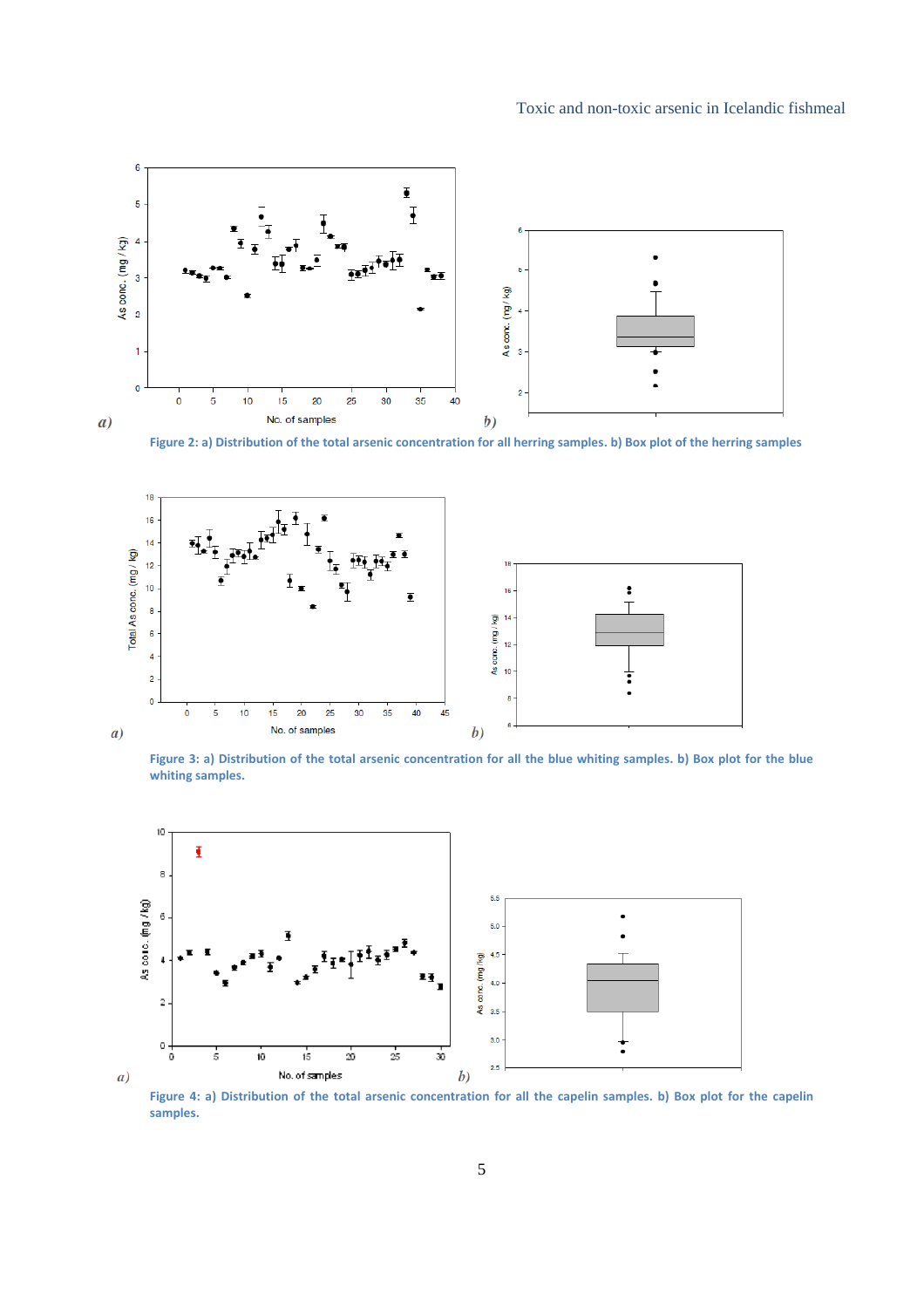Figure 2: a) Distribution of the total arsenic concentration for all herring samples. b) Box plot of the herring samples

Figure 3: a) Distribution of the total arsenic concentration for all the blue whiting samples. b) Box plot for the blue whiting samples.

Figure 4: a) Distribution of the total arsenic concentration for all the capelin samples. b) Box plot for the capelin samples.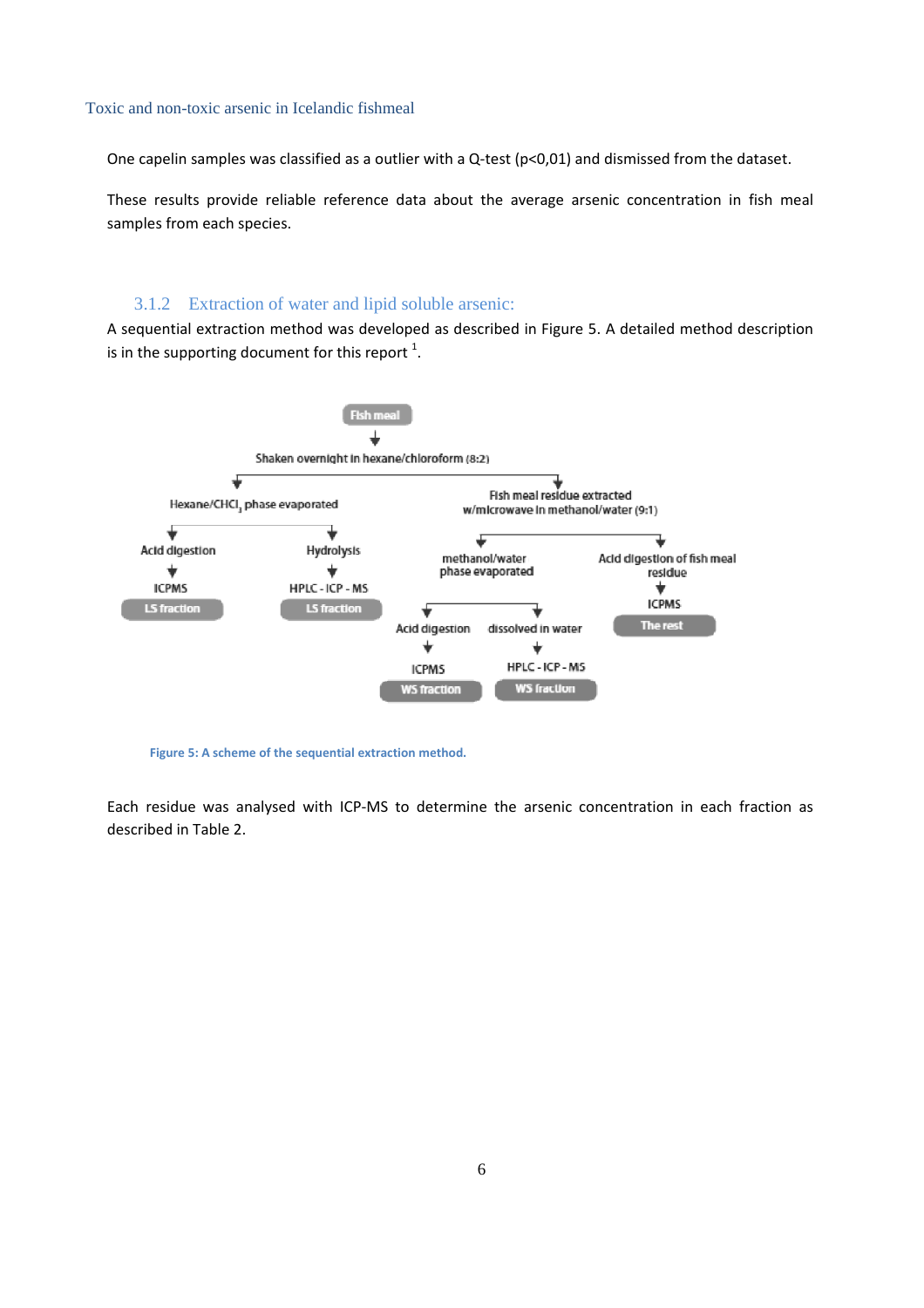One capelin samples was classified as a outlier with a Q-test ($p<0,01$) and dismissed from the dataset.

These results provide reliable reference data about the average arsenic concentration in fish meal samples from each species.

### 3.1.2 Extraction of water and lipid soluble arsenic:

A sequential extraction method was developed as described in Figure 5. A detailed method description is in the supporting document for this report [1].

- Fish meal
  - Shaken overnight in hexane/chloroform (8:2)
    - Hexane/$CHCl_3$ phase evaporated
      - Acid digestion → ICPMS → **LS fraction**
      - Hydrolysis → HPLC - ICP - MS → **LS fraction**
    - Fish meal residue extracted w/microwave in methanol/water (9:1)
      - methanol/water phase evaporated
        - Acid digestion → ICPMS → **WS fraction**
        - dissolved in water → HPLC - ICP - MS → **WS fraction**
      - Acid digestion of fish meal residue → ICPMS → **The rest**

Figure 5: A scheme of the sequential extraction method.

Each residue was analysed with ICP-MS to determine the arsenic concentration in each fraction as described in Table 2.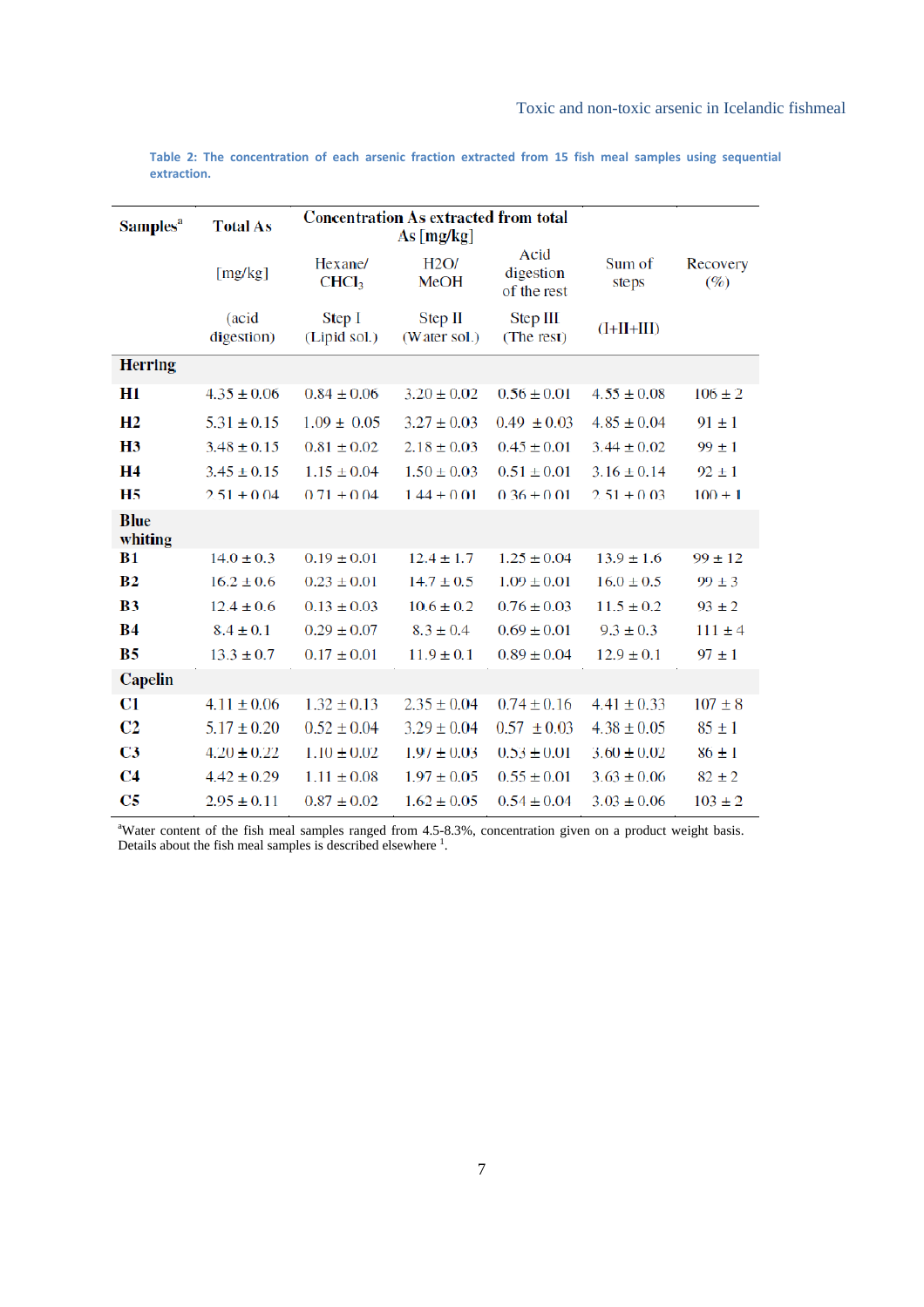**Table 2: The concentration of each arsenic fraction extracted from 15 fish meal samples using sequential extraction.**

| Samples[a] | Total As | Concentration As extracted from total As [mg/kg] | | | | |
|---|---|---|---|---|---|---|
| | [mg/kg] | Hexane/ $CHCl_3$ | H2O/ MeOH | Acid digestion of the rest | Sum of steps | Recovery (%) |
| | (acid digestion) | Step I (Lipid sol.) | Step II (Water sol.) | Step III (The rest) | (I+II+III) | |
| **Herring** | | | | | | |
| **H1** | 4.35 ± 0.06 | 0.84 ± 0.06 | 3.20 ± 0.02 | 0.56 ± 0.01 | 4.55 ± 0.08 | 106 ± 2 |
| **H2** | 5.31 ± 0.15 | 1.09 ± 0.05 | 3.27 ± 0.03 | 0.49 ± 0.03 | 4.85 ± 0.04 | 91 ± 1 |
| **H3** | 3.48 ± 0.15 | 0.81 ± 0.02 | 2.18 ± 0.03 | 0.45 ± 0.01 | 3.44 ± 0.02 | 99 ± 1 |
| **H4** | 3.45 ± 0.15 | 1.15 ± 0.04 | 1.50 ± 0.03 | 0.51 ± 0.01 | 3.16 ± 0.14 | 92 ± 1 |
| **H5** | 2.51 ± 0.04 | 0.71 ± 0.04 | 1.44 ± 0.01 | 0.36 ± 0.01 | 2.51 ± 0.03 | 100 ± 1 |
| **Blue whiting** | | | | | | |
| **B1** | 14.0 ± 0.3 | 0.19 ± 0.01 | 12.4 ± 1.7 | 1.25 ± 0.04 | 13.9 ± 1.6 | 99 ± 12 |
| **B2** | 16.2 ± 0.6 | 0.23 ± 0.01 | 14.7 ± 0.5 | 1.09 ± 0.01 | 16.0 ± 0.5 | 99 ± 3 |
| **B3** | 12.4 ± 0.6 | 0.13 ± 0.03 | 10.6 ± 0.2 | 0.76 ± 0.03 | 11.5 ± 0.2 | 93 ± 2 |
| **B4** | 8.4 ± 0.1 | 0.29 ± 0.07 | 8.3 ± 0.4 | 0.69 ± 0.01 | 9.3 ± 0.3 | 111 ± 4 |
| **B5** | 13.3 ± 0.7 | 0.17 ± 0.01 | 11.9 ± 0.1 | 0.89 ± 0.04 | 12.9 ± 0.1 | 97 ± 1 |
| **Capelin** | | | | | | |
| **C1** | 4.11 ± 0.06 | 1.32 ± 0.13 | 2.35 ± 0.04 | 0.74 ± 0.16 | 4.41 ± 0.33 | 107 ± 8 |
| **C2** | 5.17 ± 0.20 | 0.52 ± 0.04 | 3.29 ± 0.04 | 0.57 ± 0.03 | 4.38 ± 0.05 | 85 ± 1 |
| **C3** | 4.20 ± 0.22 | 1.10 ± 0.02 | 1.97 ± 0.03 | 0.53 ± 0.01 | 3.60 ± 0.02 | 86 ± 1 |
| **C4** | 4.42 ± 0.29 | 1.11 ± 0.08 | 1.97 ± 0.05 | 0.55 ± 0.01 | 3.63 ± 0.06 | 82 ± 2 |
| **C5** | 2.95 ± 0.11 | 0.87 ± 0.02 | 1.62 ± 0.05 | 0.54 ± 0.04 | 3.03 ± 0.06 | 103 ± 2 |

[a]Water content of the fish meal samples ranged from 4.5-8.3%, concentration given on a product weight basis. Details about the fish meal samples is described elsewhere [1].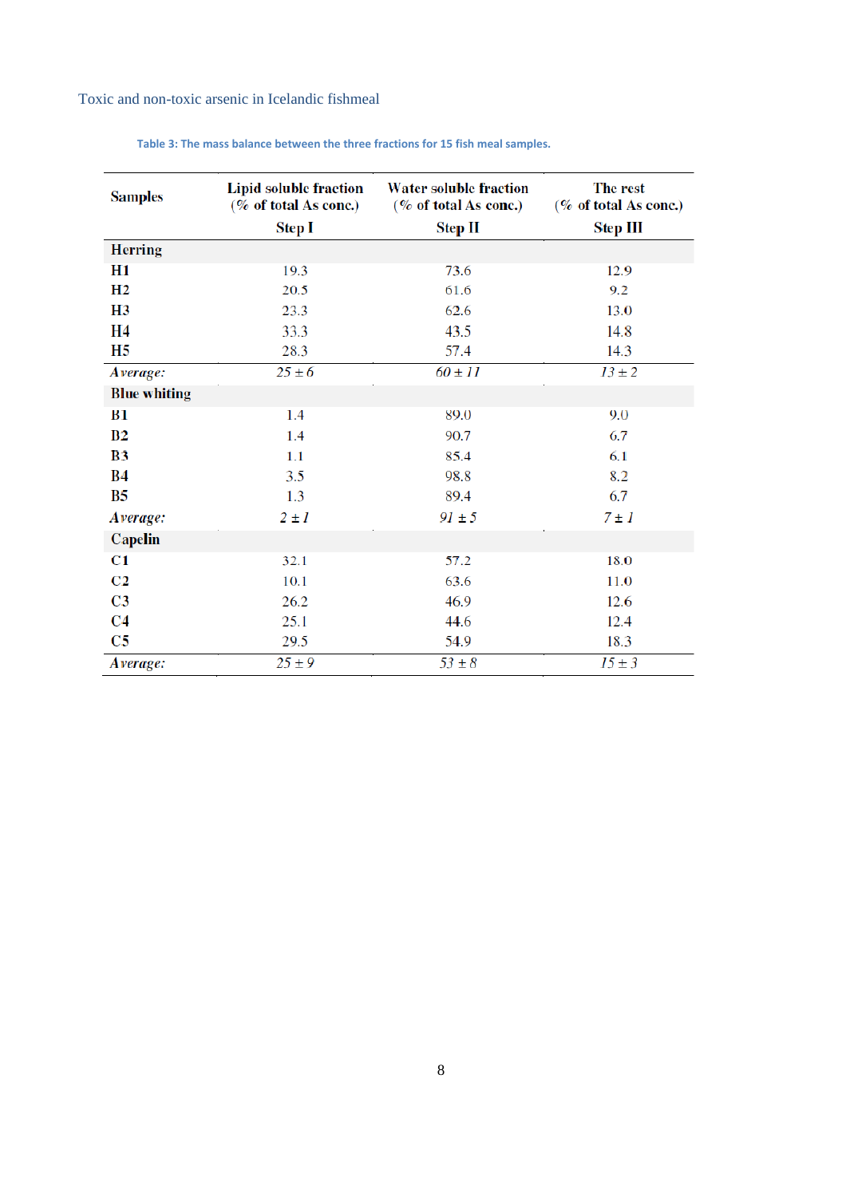Table 3: The mass balance between the three fractions for 15 fish meal samples.

| Samples | Lipid soluble fraction (% of total As conc.) Step I | Water soluble fraction (% of total As conc.) Step II | The rest (% of total As conc.) Step III |
|---|---|---|---|
| **Herring** | | | |
| **H1** | 19.3 | 73.6 | 12.9 |
| **H2** | 20.5 | 61.6 | 9.2 |
| **H3** | 23.3 | 62.6 | 13.0 |
| **H4** | 33.3 | 43.5 | 14.8 |
| **H5** | 28.3 | 57.4 | 14.3 |
| *Average:* | *25 ± 6* | *60 ± 11* | *13 ± 2* |
| **Blue whiting** | | | |
| **B1** | 1.4 | 89.0 | 9.0 |
| **B2** | 1.4 | 90.7 | 6.7 |
| **B3** | 1.1 | 85.4 | 6.1 |
| **B4** | 3.5 | 98.8 | 8.2 |
| **B5** | 1.3 | 89.4 | 6.7 |
| *Average:* | *2 ± 1* | *91 ± 5* | *7 ± 1* |
| **Capelin** | | | |
| **C1** | 32.1 | 57.2 | 18.0 |
| **C2** | 10.1 | 63.6 | 11.0 |
| **C3** | 26.2 | 46.9 | 12.6 |
| **C4** | 25.1 | 44.6 | 12.4 |
| **C5** | 29.5 | 54.9 | 18.3 |
| *Average:* | *25 ± 9* | *53 ± 8* | *15 ± 3* |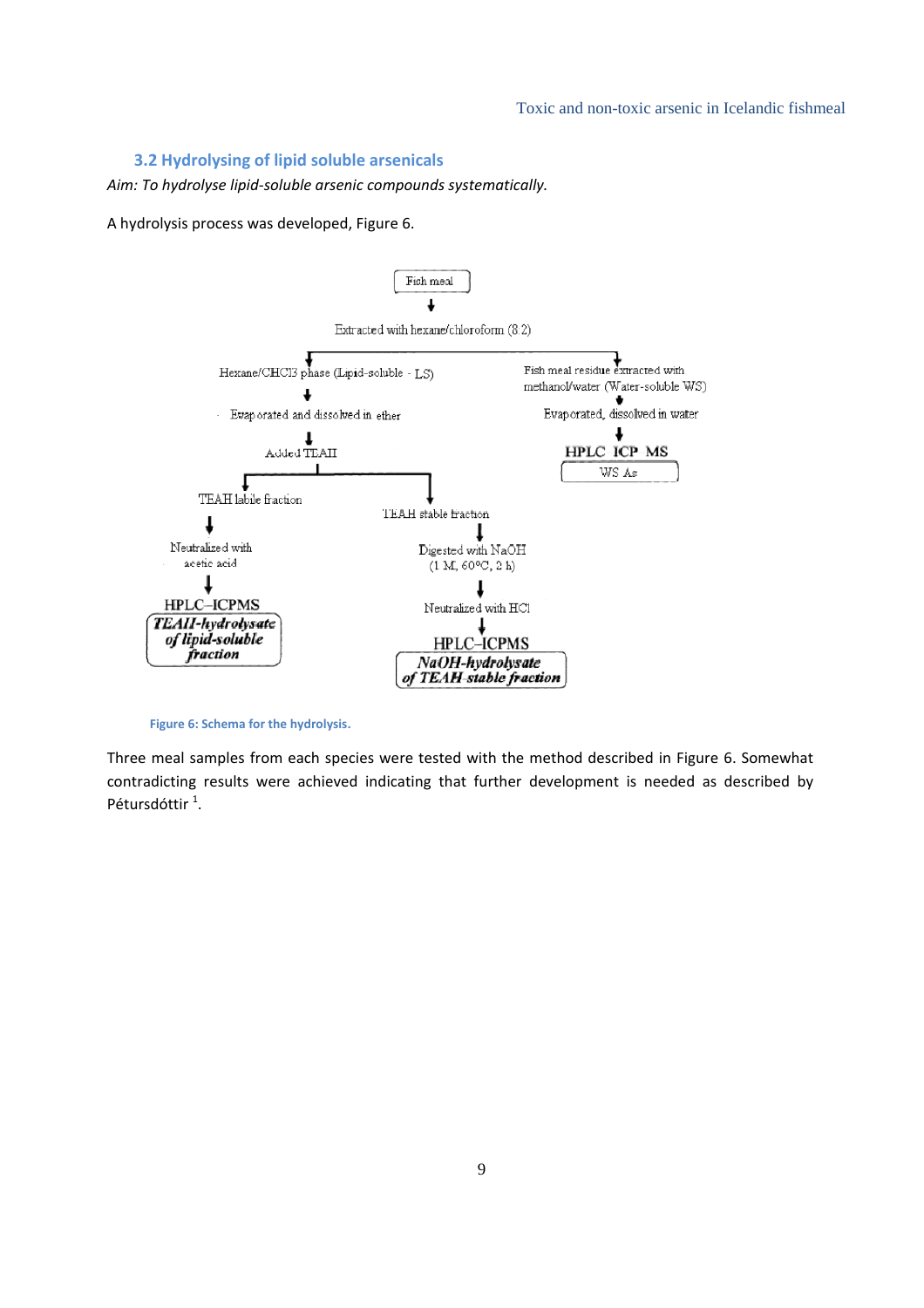### 3.2 Hydrolysing of lipid soluble arsenicals

*Aim: To hydrolyse lipid-soluble arsenic compounds systematically.*

A hydrolysis process was developed, Figure 6.

Fish meal

Extracted with hexane/chloroform (8:2)

Hexane/$CHCl_3$ phase (Lipid-soluble - LS)

Evaporated and dissolved in ether

Added TEAH

TEAH labile fraction

Neutralized with acetic acid

HPLC–ICPMS

***TEAH-hydrolysate of lipid-soluble fraction***

TEAH stable fraction

Digested with NaOH (1 M, 60ºC, 2 h)

Neutralized with HCl

HPLC–ICPMS

***NaOH-hydrolysate of TEAH stable fraction***

Fish meal residue extracted with methanol/water (Water-soluble WS)

Evaporated, dissolved in water

HPLC ICP MS

WS As

Figure 6: Schema for the hydrolysis.

Three meal samples from each species were tested with the method described in Figure 6. Somewhat contradicting results were achieved indicating that further development is needed as described by Pétursdóttir [1].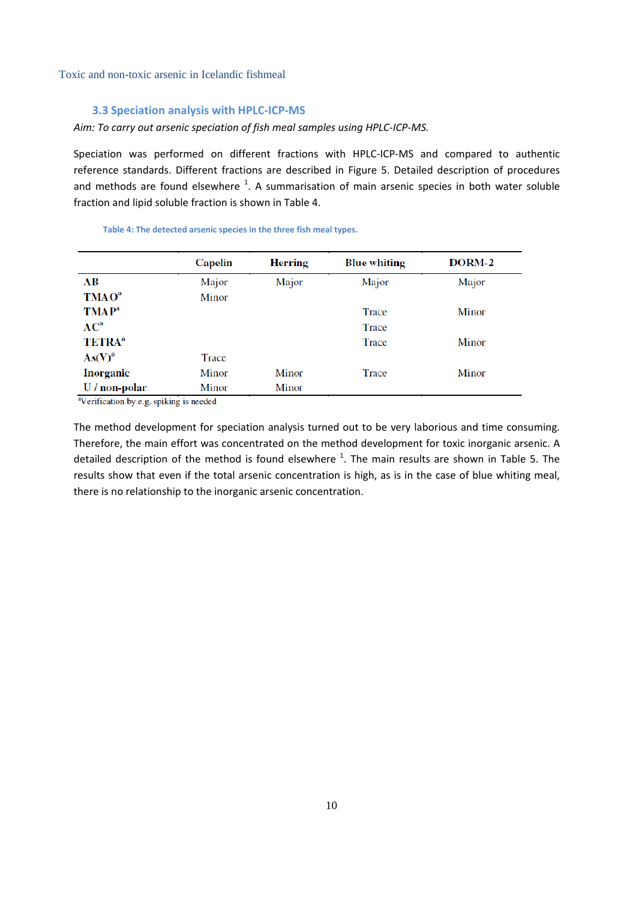### 3.3 Speciation analysis with HPLC-ICP-MS

*Aim: To carry out arsenic speciation of fish meal samples using HPLC-ICP-MS.*

Speciation was performed on different fractions with HPLC-ICP-MS and compared to authentic reference standards. Different fractions are described in Figure 5. Detailed description of procedures and methods are found elsewhere [1]. A summarisation of main arsenic species in both water soluble fraction and lipid soluble fraction is shown in Table 4.

Table 4: The detected arsenic species in the three fish meal types.

| | Capelin | Herring | Blue whiting | DORM-2 |
|---|---|---|---|---|
| **AB** | Major | Major | Major | Major |
| **TMAO**[a] | Minor | | | |
| **TMAP**[a] | | | Trace | Minor |
| **AC**[a] | | | Trace | |
| **TETRA**[a] | | | Trace | Minor |
| **As(V)**[a] | Trace | | | |
| **Inorganic** | Minor | Minor | Trace | Minor |
| **U / non-polar** | Minor | Minor | | |

[a]Verification by e.g. spiking is needed

The method development for speciation analysis turned out to be very laborious and time consuming. Therefore, the main effort was concentrated on the method development for toxic inorganic arsenic. A detailed description of the method is found elsewhere [1]. The main results are shown in Table 5. The results show that even if the total arsenic concentration is high, as is in the case of blue whiting meal, there is no relationship to the inorganic arsenic concentration.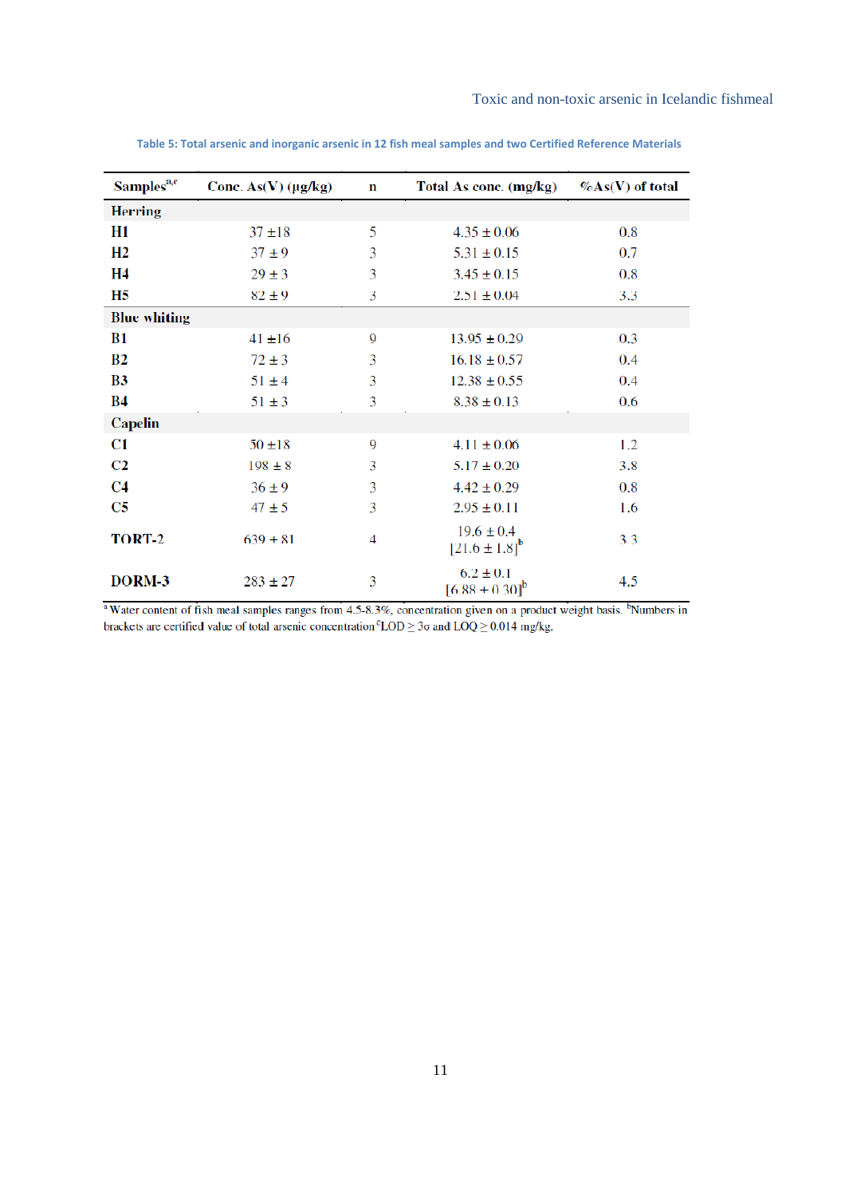Table 5: Total arsenic and inorganic arsenic in 12 fish meal samples and two Certified Reference Materials

| Samples[a,c] | Conc. As(V) (µg/kg) | n | Total As conc. (mg/kg) | %As(V) of total |
|---|---|---|---|---|
| **Herring** | | | | |
| **H1** | 37 ±18 | 5 | 4.35 ± 0.06 | 0.8 |
| **H2** | 37 ± 9 | 3 | 5.31 ± 0.15 | 0.7 |
| **H4** | 29 ± 3 | 3 | 3.45 ± 0.15 | 0.8 |
| **H5** | 82 ± 9 | 3 | 2.51 ± 0.04 | 3.3 |
| **Blue whiting** | | | | |
| **B1** | 41 ±16 | 9 | 13.95 ± 0.29 | 0.3 |
| **B2** | 72 ± 3 | 3 | 16.18 ± 0.57 | 0.4 |
| **B3** | 51 ± 4 | 3 | 12.38 ± 0.55 | 0.4 |
| **B4** | 51 ± 3 | 3 | 8.38 ± 0.13 | 0.6 |
| **Capelin** | | | | |
| **C1** | 50 ±18 | 9 | 4.11 ± 0.06 | 1.2 |
| **C2** | 198 ± 8 | 3 | 5.17 ± 0.20 | 3.8 |
| **C4** | 36 ± 9 | 3 | 4.42 ± 0.29 | 0.8 |
| **C5** | 47 ± 5 | 3 | 2.95 ± 0.11 | 1.6 |
| **TORT-2** | 639 ± 81 | 4 | 19.6 ± 0.4 [21.6 ± 1.8][b] | 3.3 |
| **DORM-3** | 283 ± 27 | 3 | 6.2 ± 0.1 [6.88 ± 0.30][b] | 4.5 |

[a] Water content of fish meal samples ranges from 4.5-8.3%, concentration given on a product weight basis. [b] Numbers in brackets are certified value of total arsenic concentration [c] LOD ≥ 3σ and LOQ ≥ 0.014 mg/kg.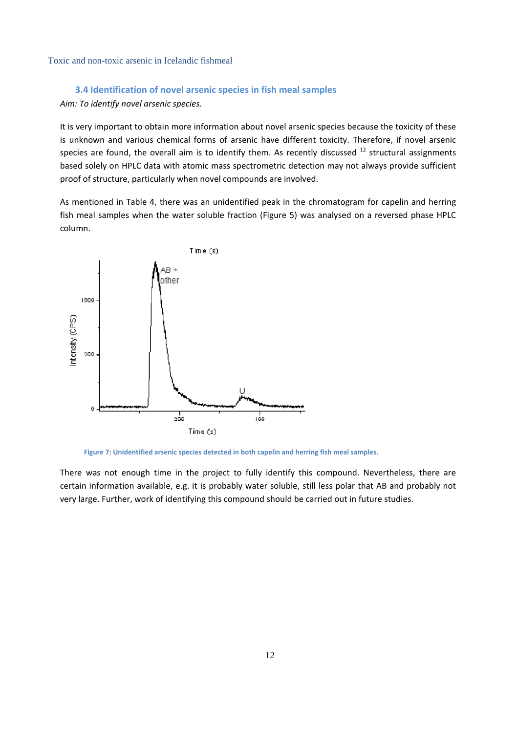### 3.4 Identification of novel arsenic species in fish meal samples

*Aim: To identify novel arsenic species.*

It is very important to obtain more information about novel arsenic species because the toxicity of these is unknown and various chemical forms of arsenic have different toxicity. Therefore, if novel arsenic species are found, the overall aim is to identify them. As recently discussed [12] structural assignments based solely on HPLC data with atomic mass spectrometric detection may not always provide sufficient proof of structure, particularly when novel compounds are involved.

As mentioned in Table 4, there was an unidentified peak in the chromatogram for capelin and herring fish meal samples when the water soluble fraction (Figure 5) was analysed on a reversed phase HPLC column.

Figure 7: Unidentified arsenic species detected in both capelin and herring fish meal samples.

There was not enough time in the project to fully identify this compound. Nevertheless, there are certain information available, e.g. it is probably water soluble, still less polar that AB and probably not very large. Further, work of identifying this compound should be carried out in future studies.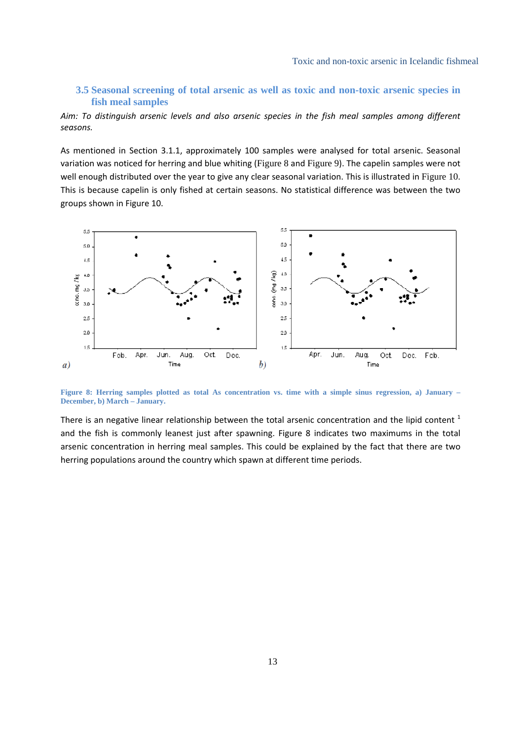## 3.5 Seasonal screening of total arsenic as well as toxic and non-toxic arsenic species in fish meal samples

*Aim: To distinguish arsenic levels and also arsenic species in the fish meal samples among different seasons.*

As mentioned in Section 3.1.1, approximately 100 samples were analysed for total arsenic. Seasonal variation was noticed for herring and blue whiting (Figure 8 and Figure 9). The capelin samples were not well enough distributed over the year to give any clear seasonal variation. This is illustrated in Figure 10. This is because capelin is only fished at certain seasons. No statistical difference was between the two groups shown in Figure 10.

**Figure 8: Herring samples plotted as total As concentration vs. time with a simple sinus regression, a) January – December, b) March – January.**

There is an negative linear relationship between the total arsenic concentration and the lipid content [1] and the fish is commonly leanest just after spawning. Figure 8 indicates two maximums in the total arsenic concentration in herring meal samples. This could be explained by the fact that there are two herring populations around the country which spawn at different time periods.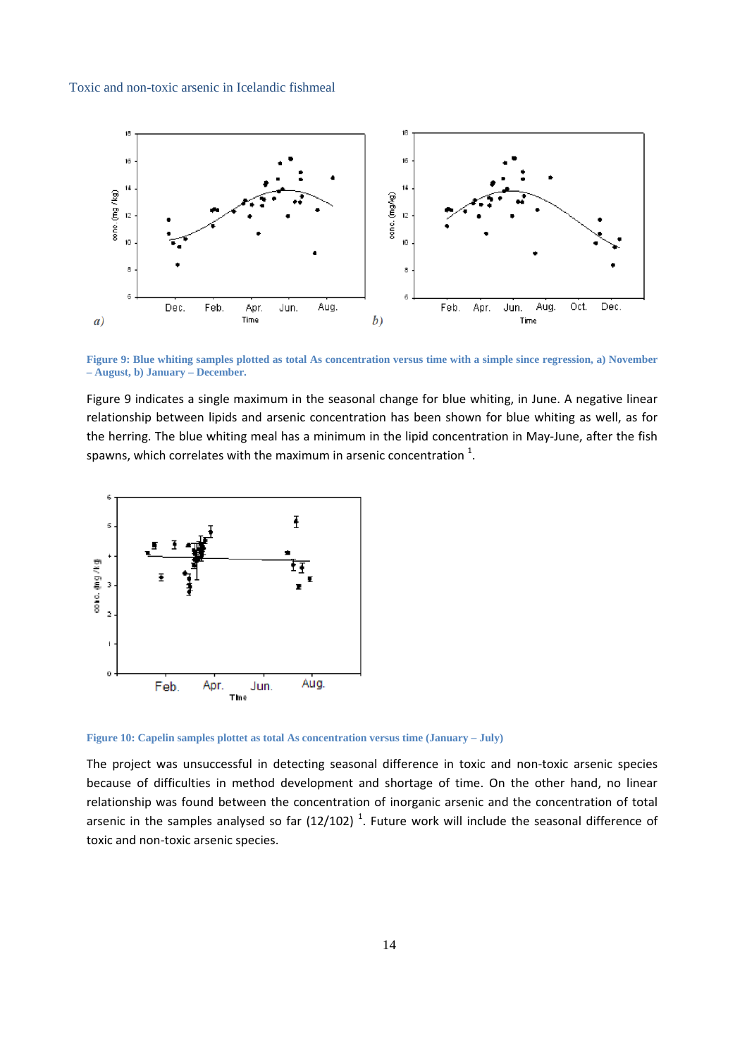Figure 9: Blue whiting samples plotted as total As concentration versus time with a simple since regression, a) November – August, b) January – December.

Figure 9 indicates a single maximum in the seasonal change for blue whiting, in June. A negative linear relationship between lipids and arsenic concentration has been shown for blue whiting as well, as for the herring. The blue whiting meal has a minimum in the lipid concentration in May-June, after the fish spawns, which correlates with the maximum in arsenic concentration [1].

Figure 10: Capelin samples plottet as total As concentration versus time (January – July)

The project was unsuccessful in detecting seasonal difference in toxic and non-toxic arsenic species because of difficulties in method development and shortage of time. On the other hand, no linear relationship was found between the concentration of inorganic arsenic and the concentration of total arsenic in the samples analysed so far (12/102) [1]. Future work will include the seasonal difference of toxic and non-toxic arsenic species.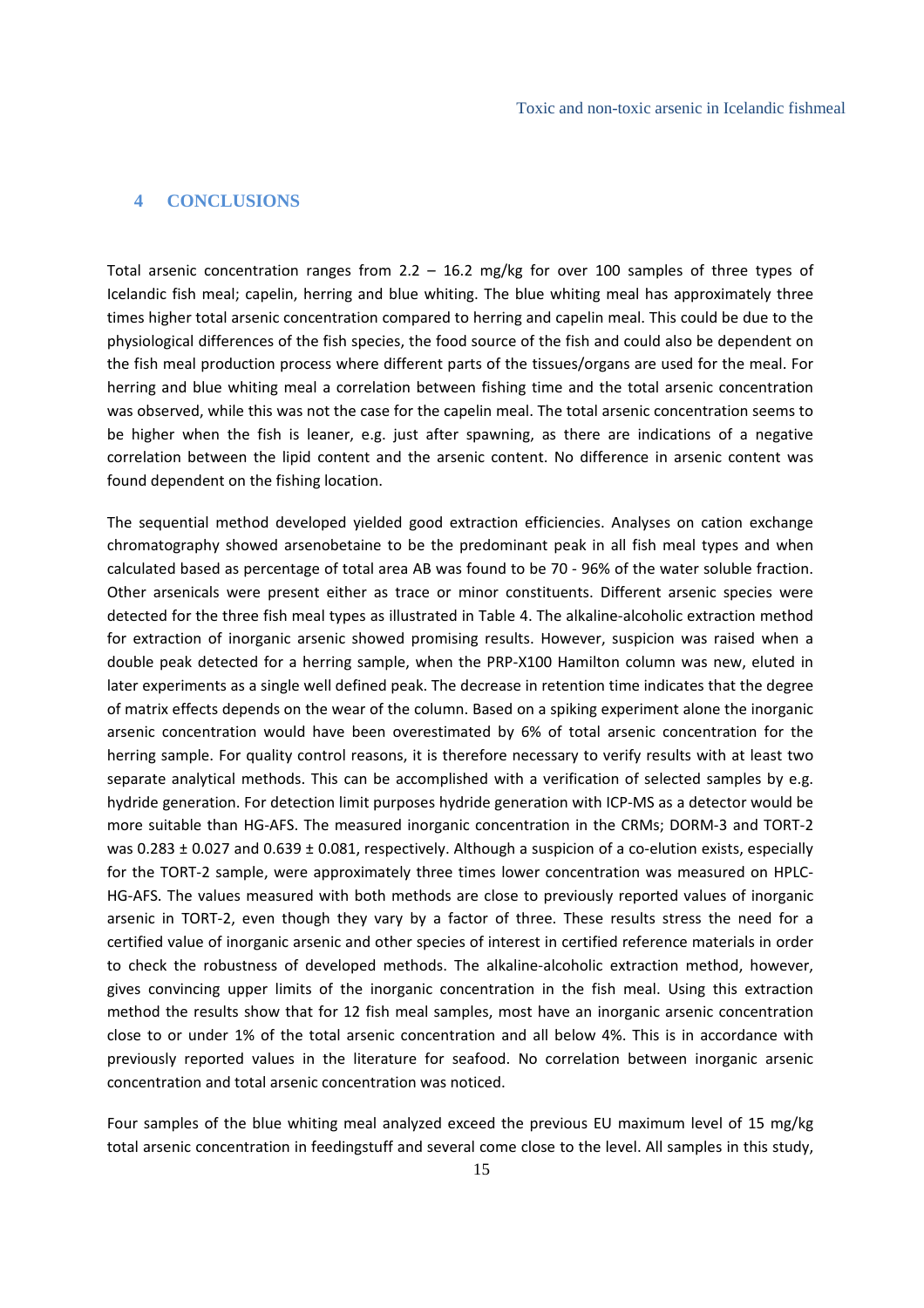## 4 CONCLUSIONS

Total arsenic concentration ranges from 2.2 – 16.2 mg/kg for over 100 samples of three types of Icelandic fish meal; capelin, herring and blue whiting. The blue whiting meal has approximately three times higher total arsenic concentration compared to herring and capelin meal. This could be due to the physiological differences of the fish species, the food source of the fish and could also be dependent on the fish meal production process where different parts of the tissues/organs are used for the meal. For herring and blue whiting meal a correlation between fishing time and the total arsenic concentration was observed, while this was not the case for the capelin meal. The total arsenic concentration seems to be higher when the fish is leaner, e.g. just after spawning, as there are indications of a negative correlation between the lipid content and the arsenic content. No difference in arsenic content was found dependent on the fishing location.

The sequential method developed yielded good extraction efficiencies. Analyses on cation exchange chromatography showed arsenobetaine to be the predominant peak in all fish meal types and when calculated based as percentage of total area AB was found to be 70 - 96% of the water soluble fraction. Other arsenicals were present either as trace or minor constituents. Different arsenic species were detected for the three fish meal types as illustrated in Table 4. The alkaline-alcoholic extraction method for extraction of inorganic arsenic showed promising results. However, suspicion was raised when a double peak detected for a herring sample, when the PRP-X100 Hamilton column was new, eluted in later experiments as a single well defined peak. The decrease in retention time indicates that the degree of matrix effects depends on the wear of the column. Based on a spiking experiment alone the inorganic arsenic concentration would have been overestimated by 6% of total arsenic concentration for the herring sample. For quality control reasons, it is therefore necessary to verify results with at least two separate analytical methods. This can be accomplished with a verification of selected samples by e.g. hydride generation. For detection limit purposes hydride generation with ICP-MS as a detector would be more suitable than HG-AFS. The measured inorganic concentration in the CRMs; DORM-3 and TORT-2 was 0.283 ± 0.027 and 0.639 ± 0.081, respectively. Although a suspicion of a co-elution exists, especially for the TORT-2 sample, were approximately three times lower concentration was measured on HPLC-HG-AFS. The values measured with both methods are close to previously reported values of inorganic arsenic in TORT-2, even though they vary by a factor of three. These results stress the need for a certified value of inorganic arsenic and other species of interest in certified reference materials in order to check the robustness of developed methods. The alkaline-alcoholic extraction method, however, gives convincing upper limits of the inorganic concentration in the fish meal. Using this extraction method the results show that for 12 fish meal samples, most have an inorganic arsenic concentration close to or under 1% of the total arsenic concentration and all below 4%. This is in accordance with previously reported values in the literature for seafood. No correlation between inorganic arsenic concentration and total arsenic concentration was noticed.

Four samples of the blue whiting meal analyzed exceed the previous EU maximum level of 15 mg/kg total arsenic concentration in feedingstuff and several come close to the level. All samples in this study,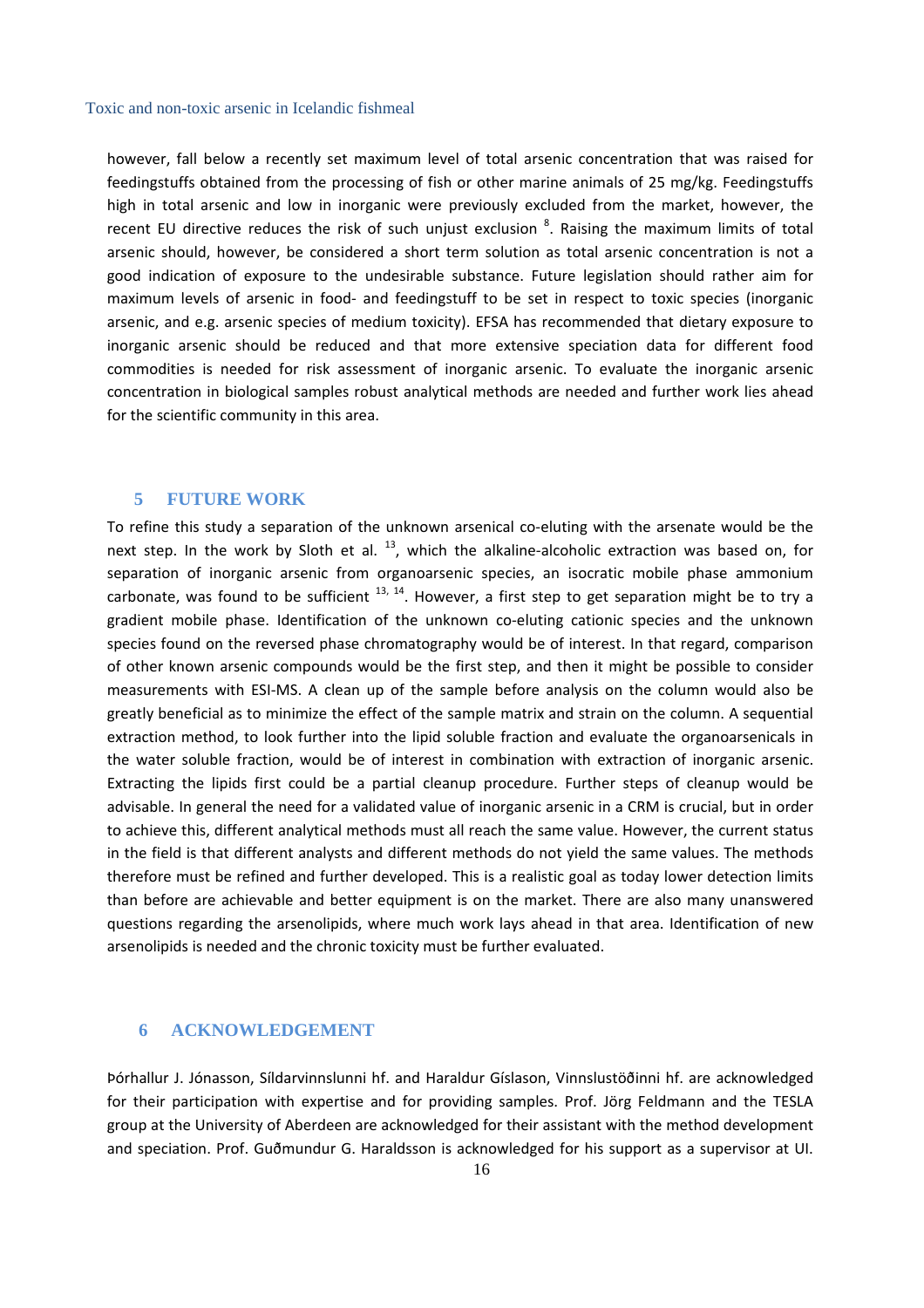however, fall below a recently set maximum level of total arsenic concentration that was raised for feedingstuffs obtained from the processing of fish or other marine animals of 25 mg/kg. Feedingstuffs high in total arsenic and low in inorganic were previously excluded from the market, however, the recent EU directive reduces the risk of such unjust exclusion [8]. Raising the maximum limits of total arsenic should, however, be considered a short term solution as total arsenic concentration is not a good indication of exposure to the undesirable substance. Future legislation should rather aim for maximum levels of arsenic in food- and feedingstuff to be set in respect to toxic species (inorganic arsenic, and e.g. arsenic species of medium toxicity). EFSA has recommended that dietary exposure to inorganic arsenic should be reduced and that more extensive speciation data for different food commodities is needed for risk assessment of inorganic arsenic. To evaluate the inorganic arsenic concentration in biological samples robust analytical methods are needed and further work lies ahead for the scientific community in this area.

## 5 FUTURE WORK

To refine this study a separation of the unknown arsenical co-eluting with the arsenate would be the next step. In the work by Sloth et al. [13], which the alkaline-alcoholic extraction was based on, for separation of inorganic arsenic from organoarsenic species, an isocratic mobile phase ammonium carbonate, was found to be sufficient [13, 14]. However, a first step to get separation might be to try a gradient mobile phase. Identification of the unknown co-eluting cationic species and the unknown species found on the reversed phase chromatography would be of interest. In that regard, comparison of other known arsenic compounds would be the first step, and then it might be possible to consider measurements with ESI-MS. A clean up of the sample before analysis on the column would also be greatly beneficial as to minimize the effect of the sample matrix and strain on the column. A sequential extraction method, to look further into the lipid soluble fraction and evaluate the organoarsenicals in the water soluble fraction, would be of interest in combination with extraction of inorganic arsenic. Extracting the lipids first could be a partial cleanup procedure. Further steps of cleanup would be advisable. In general the need for a validated value of inorganic arsenic in a CRM is crucial, but in order to achieve this, different analytical methods must all reach the same value. However, the current status in the field is that different analysts and different methods do not yield the same values. The methods therefore must be refined and further developed. This is a realistic goal as today lower detection limits than before are achievable and better equipment is on the market. There are also many unanswered questions regarding the arsenolipids, where much work lays ahead in that area. Identification of new arsenolipids is needed and the chronic toxicity must be further evaluated.

## 6 ACKNOWLEDGEMENT

Þórhallur J. Jónasson, Síldarvinnslunni hf. and Haraldur Gíslason, Vinnslustöðinni hf. are acknowledged for their participation with expertise and for providing samples. Prof. Jörg Feldmann and the TESLA group at the University of Aberdeen are acknowledged for their assistant with the method development and speciation. Prof. Guðmundur G. Haraldsson is acknowledged for his support as a supervisor at UI.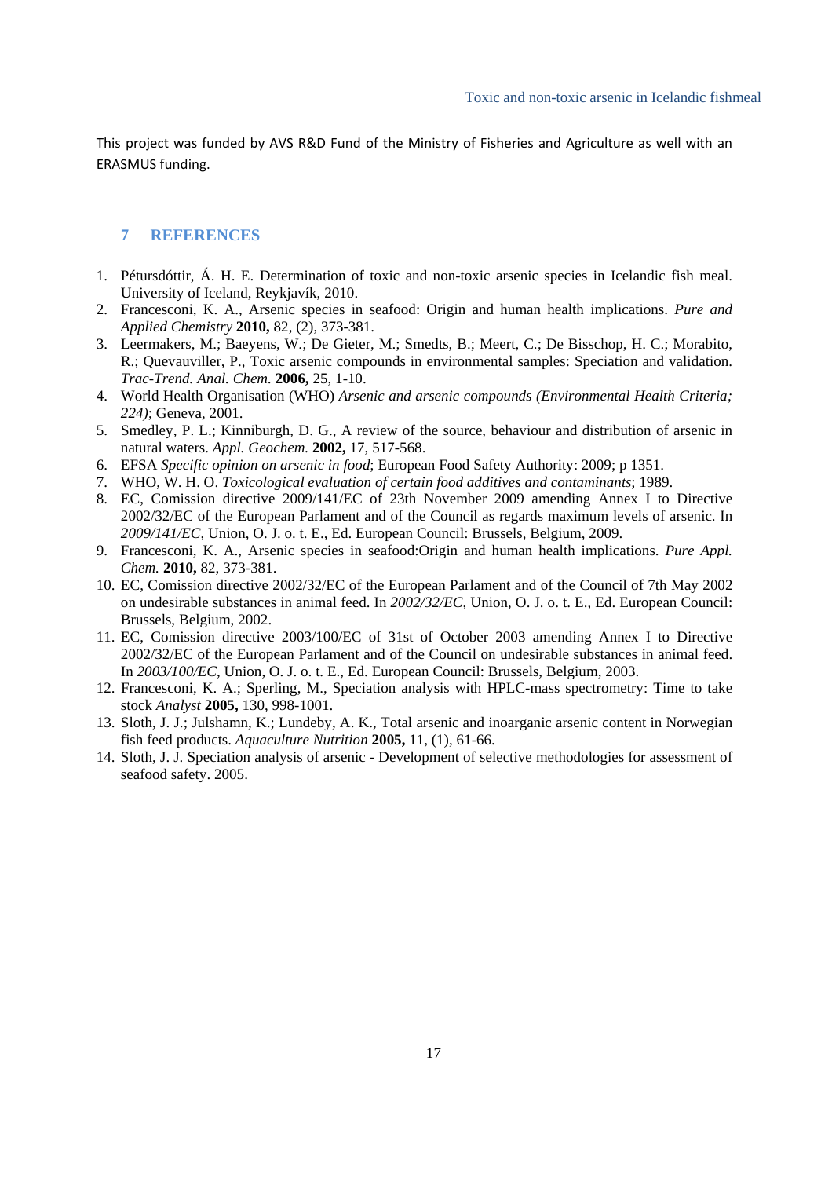This project was funded by AVS R&D Fund of the Ministry of Fisheries and Agriculture as well with an ERASMUS funding.

## 7 REFERENCES

1. Pétursdóttir, Á. H. E. Determination of toxic and non-toxic arsenic species in Icelandic fish meal. University of Iceland, Reykjavík, 2010.
2. Francesconi, K. A., Arsenic species in seafood: Origin and human health implications. *Pure and Applied Chemistry* **2010,** 82, (2), 373-381.
3. Leermakers, M.; Baeyens, W.; De Gieter, M.; Smedts, B.; Meert, C.; De Bisschop, H. C.; Morabito, R.; Quevauviller, P., Toxic arsenic compounds in environmental samples: Speciation and validation. *Trac-Trend. Anal. Chem.* **2006,** 25, 1-10.
4. World Health Organisation (WHO) *Arsenic and arsenic compounds (Environmental Health Criteria; 224)*; Geneva, 2001.
5. Smedley, P. L.; Kinniburgh, D. G., A review of the source, behaviour and distribution of arsenic in natural waters. *Appl. Geochem.* **2002,** 17, 517-568.
6. EFSA *Specific opinion on arsenic in food*; European Food Safety Authority: 2009; p 1351.
7. WHO, W. H. O. *Toxicological evaluation of certain food additives and contaminants*; 1989.
8. EC, Comission directive 2009/141/EC of 23th November 2009 amending Annex I to Directive 2002/32/EC of the European Parlament and of the Council as regards maximum levels of arsenic. In *2009/141/EC,* Union, O. J. o. t. E., Ed. European Council: Brussels, Belgium, 2009.
9. Francesconi, K. A., Arsenic species in seafood:Origin and human health implications. *Pure Appl. Chem.* **2010,** 82, 373-381.
10. EC, Comission directive 2002/32/EC of the European Parlament and of the Council of 7th May 2002 on undesirable substances in animal feed. In *2002/32/EC,* Union, O. J. o. t. E., Ed. European Council: Brussels, Belgium, 2002.
11. EC, Comission directive 2003/100/EC of 31st of October 2003 amending Annex I to Directive 2002/32/EC of the European Parlament and of the Council on undesirable substances in animal feed. In *2003/100/EC,* Union, O. J. o. t. E., Ed. European Council: Brussels, Belgium, 2003.
12. Francesconi, K. A.; Sperling, M., Speciation analysis with HPLC-mass spectrometry: Time to take stock *Analyst* **2005,** 130, 998-1001.
13. Sloth, J. J.; Julshamn, K.; Lundeby, A. K., Total arsenic and inoarganic arsenic content in Norwegian fish feed products. *Aquaculture Nutrition* **2005,** 11, (1), 61-66.
14. Sloth, J. J. Speciation analysis of arsenic - Development of selective methodologies for assessment of seafood safety. 2005.